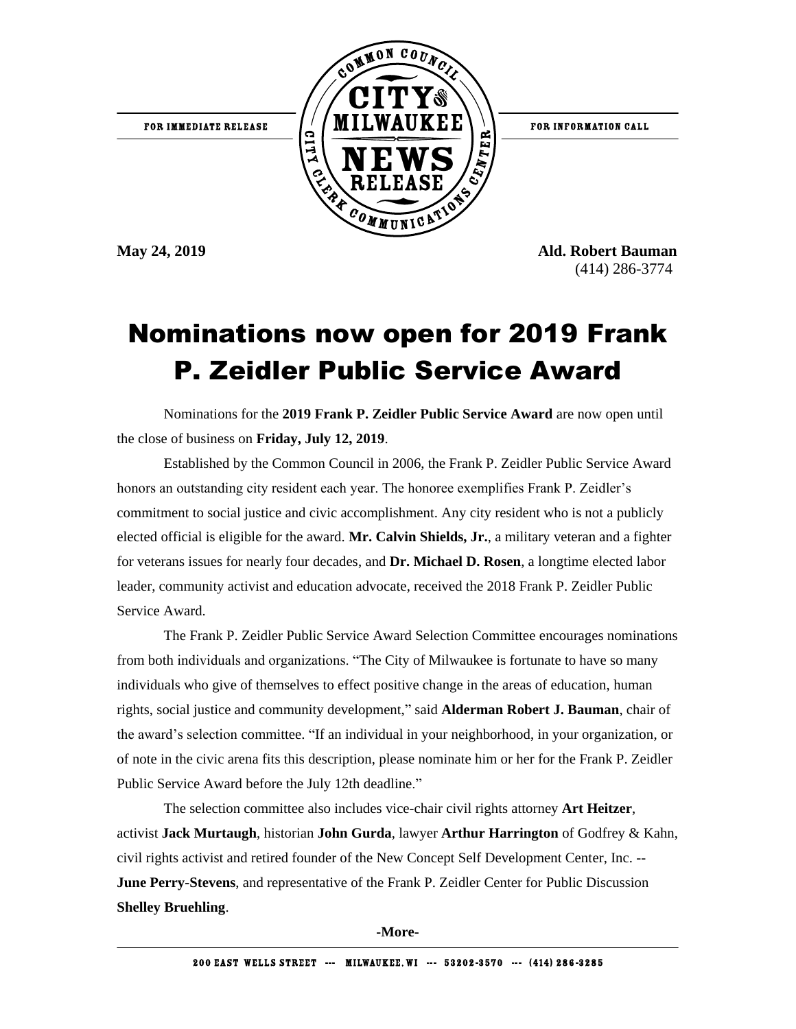FOR IMMEDIATE RELEASE

FOR INFORMATION CALL

**May 24, 2019**

**Ald. Robert Bauman**
(414) 286-3774

# Nominations now open for 2019 Frank P. Zeidler Public Service Award

Nominations for the **2019 Frank P. Zeidler Public Service Award** are now open until the close of business on **Friday, July 12, 2019**.

Established by the Common Council in 2006, the Frank P. Zeidler Public Service Award honors an outstanding city resident each year. The honoree exemplifies Frank P. Zeidler's commitment to social justice and civic accomplishment. Any city resident who is not a publicly elected official is eligible for the award. **Mr. Calvin Shields, Jr.**, a military veteran and a fighter for veterans issues for nearly four decades, and **Dr. Michael D. Rosen**, a longtime elected labor leader, community activist and education advocate, received the 2018 Frank P. Zeidler Public Service Award.

The Frank P. Zeidler Public Service Award Selection Committee encourages nominations from both individuals and organizations. "The City of Milwaukee is fortunate to have so many individuals who give of themselves to effect positive change in the areas of education, human rights, social justice and community development," said **Alderman Robert J. Bauman**, chair of the award's selection committee. "If an individual in your neighborhood, in your organization, or of note in the civic arena fits this description, please nominate him or her for the Frank P. Zeidler Public Service Award before the July 12th deadline."

The selection committee also includes vice-chair civil rights attorney **Art Heitzer**, activist **Jack Murtaugh**, historian **John Gurda**, lawyer **Arthur Harrington** of Godfrey & Kahn, civil rights activist and retired founder of the New Concept Self Development Center, Inc. -- **June Perry-Stevens**, and representative of the Frank P. Zeidler Center for Public Discussion **Shelley Bruehling**.

**-More-**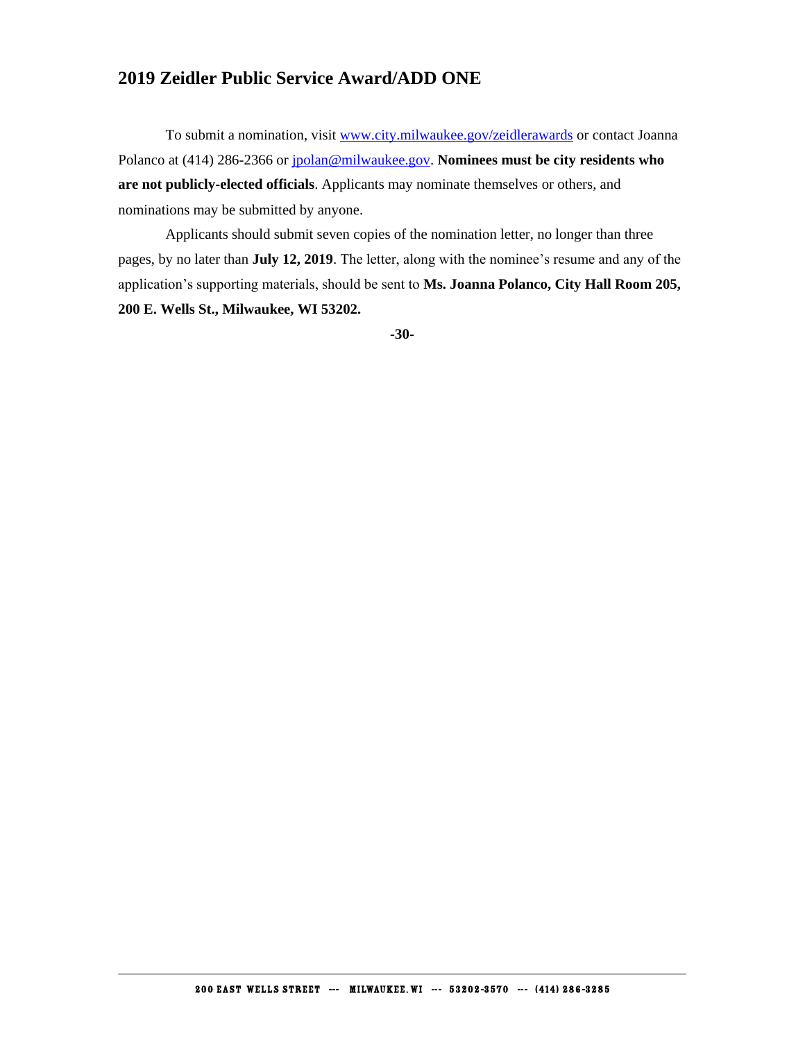## 2019 Zeidler Public Service Award/ADD ONE

To submit a nomination, visit www.city.milwaukee.gov/zeidlerawards or contact Joanna Polanco at (414) 286-2366 or jpolan@milwaukee.gov. **Nominees must be city residents who are not publicly-elected officials**. Applicants may nominate themselves or others, and nominations may be submitted by anyone.

Applicants should submit seven copies of the nomination letter, no longer than three pages, by no later than **July 12, 2019**. The letter, along with the nominee's resume and any of the application's supporting materials, should be sent to **Ms. Joanna Polanco, City Hall Room 205, 200 E. Wells St., Milwaukee, WI 53202.**

**-30-**

200 EAST WELLS STREET --- MILWAUKEE, WI --- 53202-3570 --- (414) 286-3285